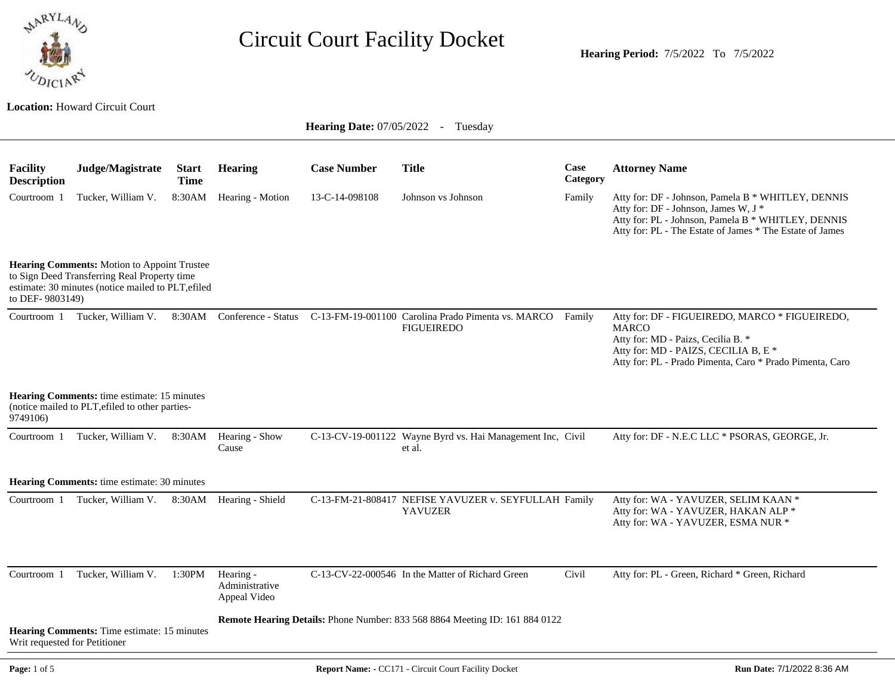# Circuit Court Facility Docket

**Hearing Period:** 7/5/2022 To 7/5/2022

**Location:** Howard Circuit Court

**Hearing Date:** 07/05/2022 - Tuesday

| Facility Description | Judge/Magistrate | Start Time | Hearing | Case Number | Title | Case Category | Attorney Name |
|---|---|---|---|---|---|---|---|
| Courtroom 1 | Tucker, William V. | 8:30AM | Hearing - Motion | 13-C-14-098108 | Johnson vs Johnson | Family | Atty for: DF - Johnson, Pamela B * WHITLEY, DENNIS<br>Atty for: DF - Johnson, James W, J *<br>Atty for: PL - Johnson, Pamela B * WHITLEY, DENNIS<br>Atty for: PL - The Estate of James * The Estate of James |
| **Hearing Comments:** Motion to Appoint Trustee to Sign Deed Transferring Real Property time estimate: 30 minutes (notice mailed to PLT,efiled to DEF- 9803149) | | | | | | | |
| Courtroom 1 | Tucker, William V. | 8:30AM | Conference - Status | C-13-FM-19-001100 | Carolina Prado Pimenta vs. MARCO FIGUEIREDO | Family | Atty for: DF - FIGUEIREDO, MARCO * FIGUEIREDO, MARCO<br>Atty for: MD - Paizs, Cecilia B. *<br>Atty for: MD - PAIZS, CECILIA B, E *<br>Atty for: PL - Prado Pimenta, Caro * Prado Pimenta, Caro |
| **Hearing Comments:** time estimate: 15 minutes (notice mailed to PLT,efiled to other parties- 9749106) | | | | | | | |
| Courtroom 1 | Tucker, William V. | 8:30AM | Hearing - Show Cause | C-13-CV-19-001122 | Wayne Byrd vs. Hai Management Inc, et al. | Civil | Atty for: DF - N.E.C LLC * PSORAS, GEORGE, Jr. |
| **Hearing Comments:** time estimate: 30 minutes | | | | | | | |
| Courtroom 1 | Tucker, William V. | 8:30AM | Hearing - Shield | C-13-FM-21-808417 | NEFISE YAVUZER v. SEYFULLAH YAVUZER | Family | Atty for: WA - YAVUZER, SELIM KAAN *<br>Atty for: WA - YAVUZER, HAKAN ALP *<br>Atty for: WA - YAVUZER, ESMA NUR * |
| Courtroom 1 | Tucker, William V. | 1:30PM | Hearing - Administrative Appeal Video | C-13-CV-22-000546 | In the Matter of Richard Green | Civil | Atty for: PL - Green, Richard * Green, Richard |
| | | | **Remote Hearing Details:** Phone Number: 833 568 8864 Meeting ID: 161 884 0122 | | | | |
| **Hearing Comments:** Time estimate: 15 minutes Writ requested for Petitioner | | | | | | | |

**Report Name: -** CC171 - Circuit Court Facility Docket

**Run Date:** 7/1/2022 8:36 AM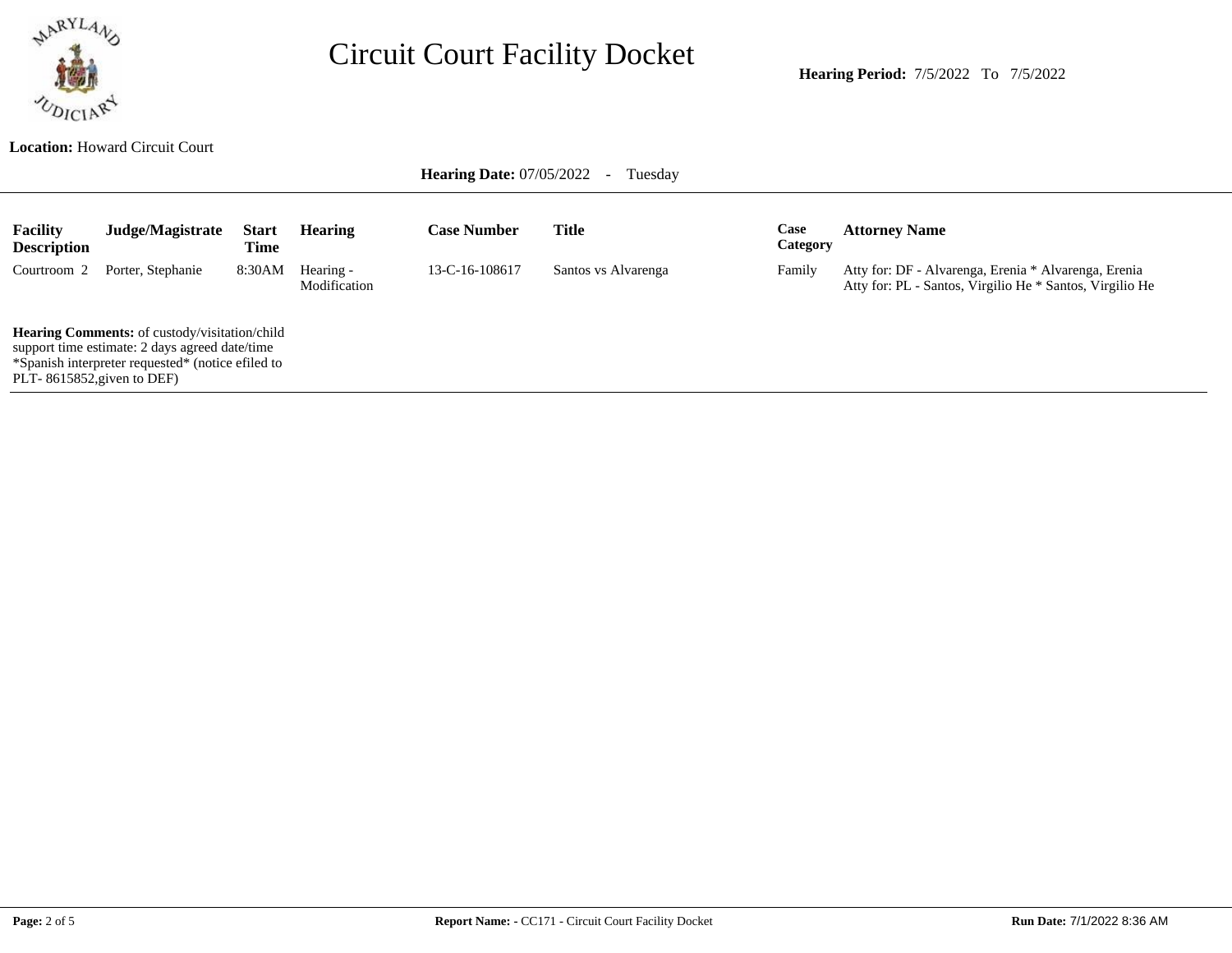# Circuit Court Facility Docket

**Hearing Period:** 7/5/2022 To 7/5/2022

**Location:** Howard Circuit Court

**Hearing Date:** 07/05/2022 - Tuesday

| Facility Description | Judge/Magistrate | Start Time | Hearing | Case Number | Title | Case Category | Attorney Name |
|---|---|---|---|---|---|---|---|
| Courtroom 2 | Porter, Stephanie | 8:30AM | Hearing - Modification | 13-C-16-108617 | Santos vs Alvarenga | Family | Atty for: DF - Alvarenga, Erenia * Alvarenga, Erenia<br>Atty for: PL - Santos, Virgilio He * Santos, Virgilio He |

**Hearing Comments:** of custody/visitation/child support time estimate: 2 days agreed date/time *Spanish interpreter requested* (notice efiled to PLT- 8615852,given to DEF)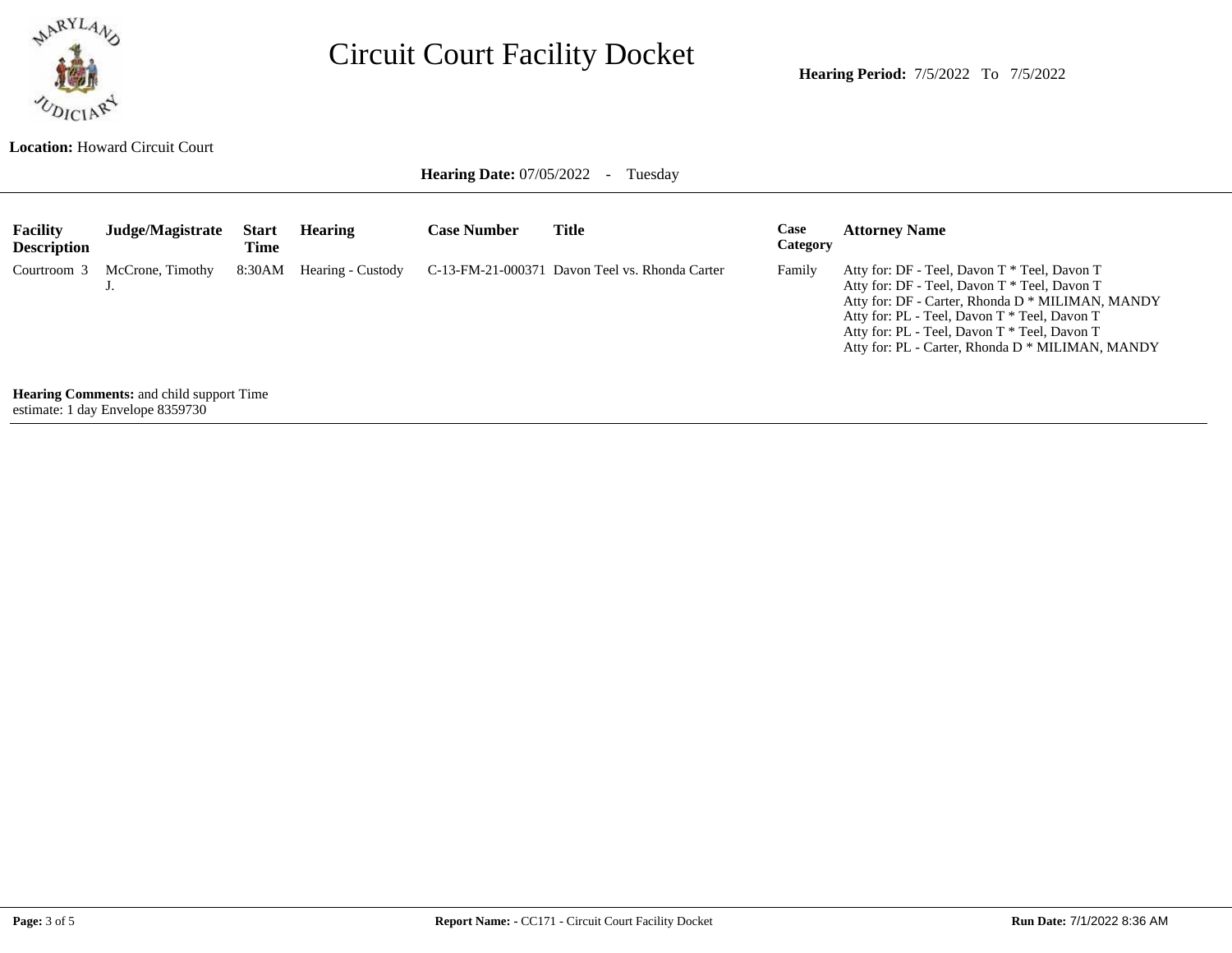# Circuit Court Facility Docket

**Hearing Period:** 7/5/2022 To 7/5/2022

**Location:** Howard Circuit Court

**Hearing Date:** 07/05/2022 - Tuesday

| Facility Description | Judge/Magistrate | Start Time | Hearing | Case Number | Title | Case Category | Attorney Name |
|---|---|---|---|---|---|---|---|
| Courtroom 3 | McCrone, Timothy J. | 8:30AM | Hearing - Custody | C-13-FM-21-000371 | Davon Teel vs. Rhonda Carter | Family | Atty for: DF - Teel, Davon T * Teel, Davon T<br>Atty for: DF - Teel, Davon T * Teel, Davon T<br>Atty for: DF - Carter, Rhonda D * MILIMAN, MANDY<br>Atty for: PL - Teel, Davon T * Teel, Davon T<br>Atty for: PL - Teel, Davon T * Teel, Davon T<br>Atty for: PL - Carter, Rhonda D * MILIMAN, MANDY |

**Hearing Comments:** and child support Time estimate: 1 day Envelope 8359730

**Report Name: -** CC171 - Circuit Court Facility Docket

**Run Date:** 7/1/2022 8:36 AM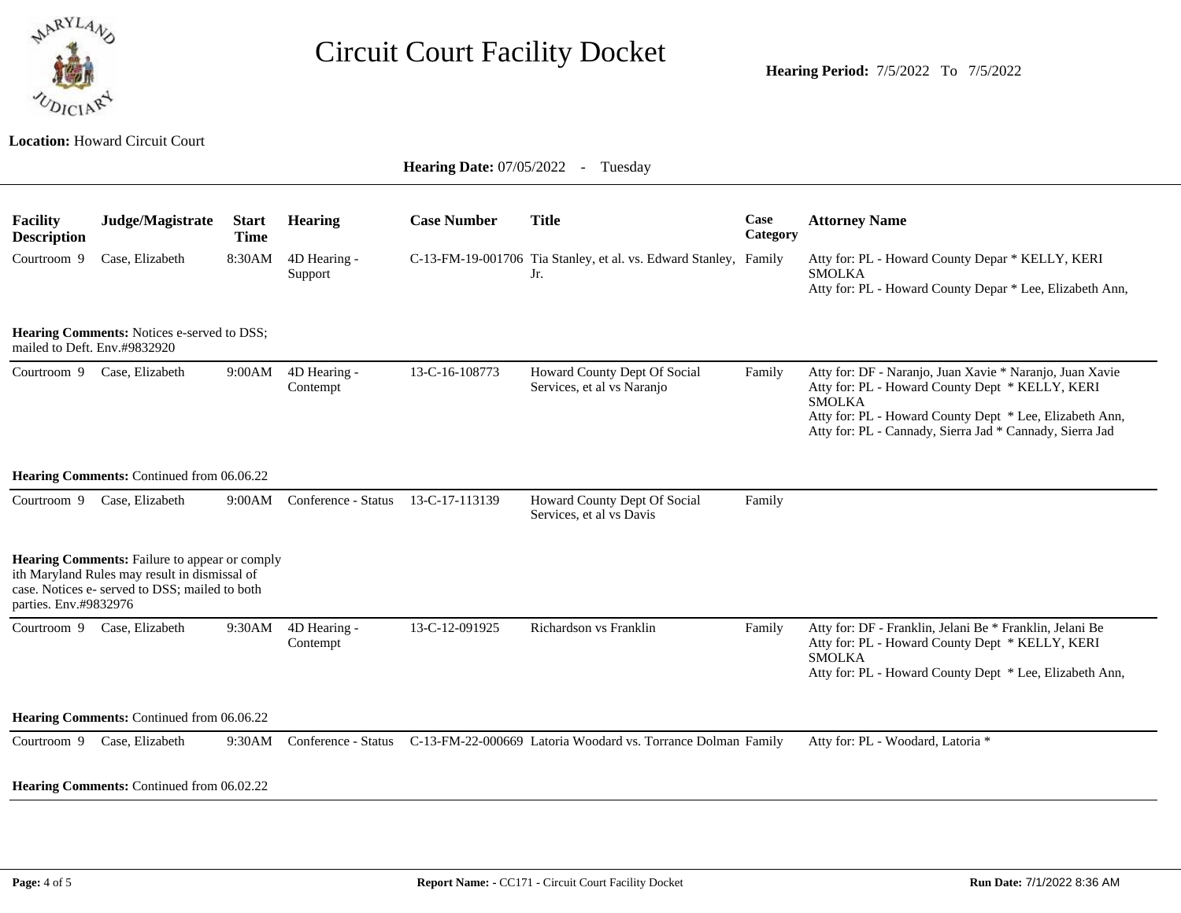# Circuit Court Facility Docket

**Hearing Period:** 7/5/2022 To 7/5/2022

**Location:** Howard Circuit Court

**Hearing Date:** 07/05/2022 - Tuesday

| Facility Description | Judge/Magistrate | Start Time | Hearing | Case Number | Title | Case Category | Attorney Name |
|---|---|---|---|---|---|---|---|
| Courtroom 9 | Case, Elizabeth | 8:30AM | 4D Hearing - Support | C-13-FM-19-001706 | Tia Stanley, et al. vs. Edward Stanley, Jr. | Family | Atty for: PL - Howard County Depar * KELLY, KERI SMOLKA<br>Atty for: PL - Howard County Depar * Lee, Elizabeth Ann, |
| **Hearing Comments:** Notices e-served to DSS; mailed to Deft. Env.#9832920 | | | | | | | |
| Courtroom 9 | Case, Elizabeth | 9:00AM | 4D Hearing - Contempt | 13-C-16-108773 | Howard County Dept Of Social Services, et al vs Naranjo | Family | Atty for: DF - Naranjo, Juan Xavie * Naranjo, Juan Xavie<br>Atty for: PL - Howard County Dept * KELLY, KERI SMOLKA<br>Atty for: PL - Howard County Dept * Lee, Elizabeth Ann,<br>Atty for: PL - Cannady, Sierra Jad * Cannady, Sierra Jad |
| **Hearing Comments:** Continued from 06.06.22 | | | | | | | |
| Courtroom 9 | Case, Elizabeth | 9:00AM | Conference - Status | 13-C-17-113139 | Howard County Dept Of Social Services, et al vs Davis | Family | |
| **Hearing Comments:** Failure to appear or comply ith Maryland Rules may result in dismissal of case. Notices e- served to DSS; mailed to both parties. Env.#9832976 | | | | | | | |
| Courtroom 9 | Case, Elizabeth | 9:30AM | 4D Hearing - Contempt | 13-C-12-091925 | Richardson vs Franklin | Family | Atty for: DF - Franklin, Jelani Be * Franklin, Jelani Be<br>Atty for: PL - Howard County Dept * KELLY, KERI SMOLKA<br>Atty for: PL - Howard County Dept * Lee, Elizabeth Ann, |
| **Hearing Comments:** Continued from 06.06.22 | | | | | | | |
| Courtroom 9 | Case, Elizabeth | 9:30AM | Conference - Status | C-13-FM-22-000669 | Latoria Woodard vs. Torrance Dolman | Family | Atty for: PL - Woodard, Latoria * |
| **Hearing Comments:** Continued from 06.02.22 | | | | | | | |

**Report Name: -** CC171 - Circuit Court Facility Docket

**Run Date:** 7/1/2022 8:36 AM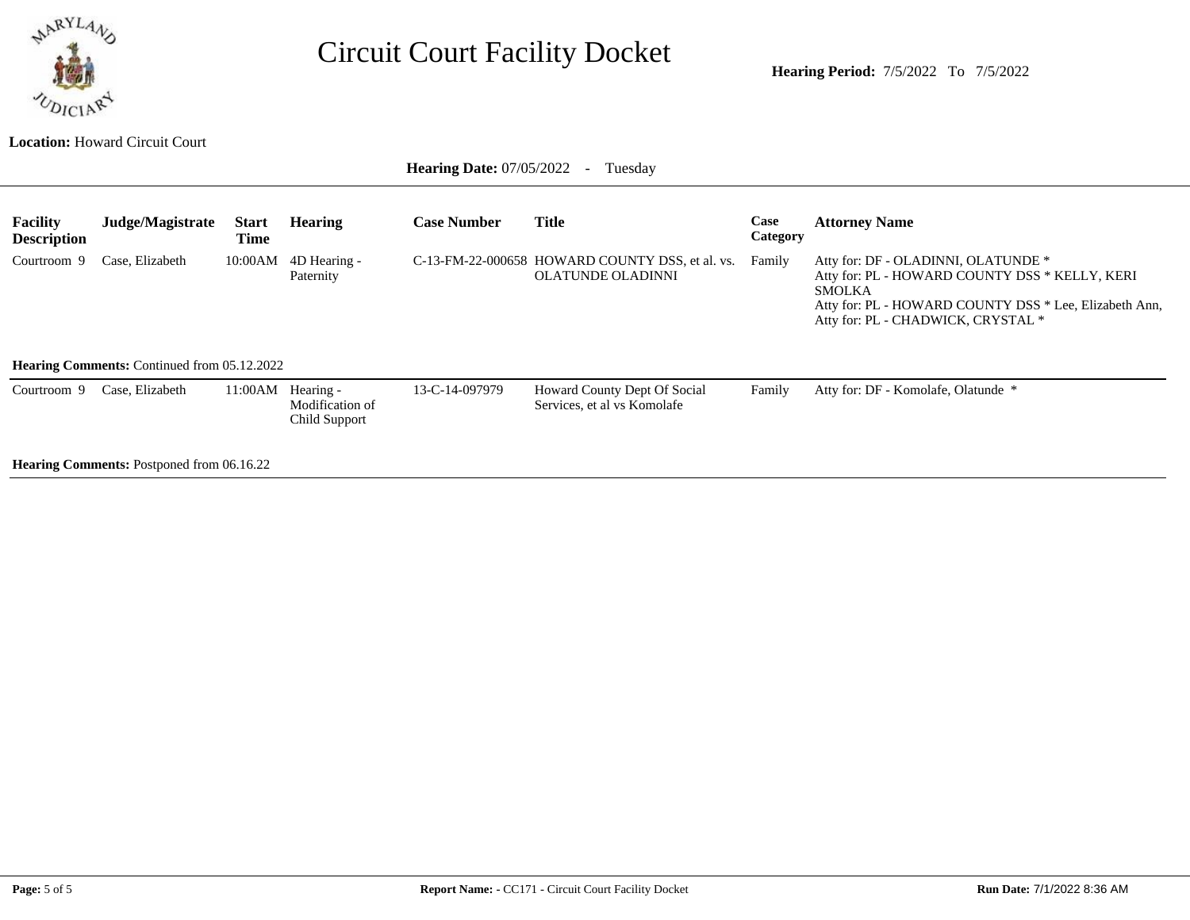# Circuit Court Facility Docket

**Hearing Period:** 7/5/2022 To 7/5/2022

**Location:** Howard Circuit Court

**Hearing Date:** 07/05/2022 - Tuesday

| Facility Description | Judge/Magistrate | Start Time | Hearing | Case Number | Title | Case Category | Attorney Name |
|---|---|---|---|---|---|---|---|
| Courtroom 9 | Case, Elizabeth | 10:00AM | 4D Hearing - Paternity | C-13-FM-22-000658 | HOWARD COUNTY DSS, et al. vs. OLATUNDE OLADINNI | Family | Atty for: DF - OLADINNI, OLATUNDE * <br> Atty for: PL - HOWARD COUNTY DSS * KELLY, KERI SMOLKA <br> Atty for: PL - HOWARD COUNTY DSS * Lee, Elizabeth Ann, <br> Atty for: PL - CHADWICK, CRYSTAL * |

**Hearing Comments:** Continued from 05.12.2022

| Facility Description | Judge/Magistrate | Start Time | Hearing | Case Number | Title | Case Category | Attorney Name |
|---|---|---|---|---|---|---|---|
| Courtroom 9 | Case, Elizabeth | 11:00AM | Hearing - Modification of Child Support | 13-C-14-097979 | Howard County Dept Of Social Services, et al vs Komolafe | Family | Atty for: DF - Komolafe, Olatunde * |

**Hearing Comments:** Postponed from 06.16.22

**Report Name: -** CC171 - Circuit Court Facility Docket

**Run Date:** 7/1/2022 8:36 AM